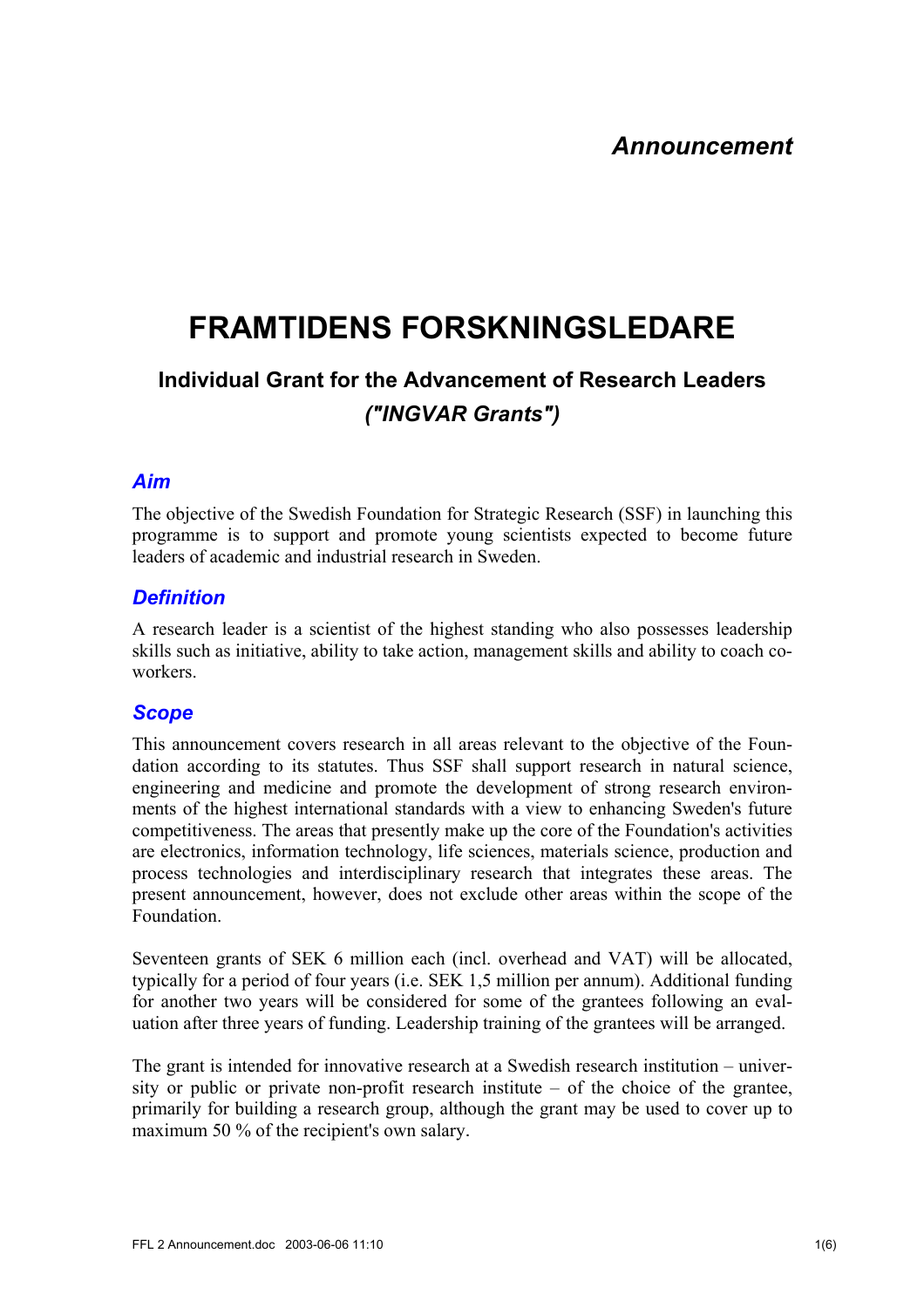*Announcement*

# FRAMTIDENS FORSKNINGSLEDARE

## Individual Grant for the Advancement of Research Leaders

## *("INGVAR Grants")*

### *Aim*

The objective of the Swedish Foundation for Strategic Research (SSF) in launching this programme is to support and promote young scientists expected to become future leaders of academic and industrial research in Sweden.

### *Definition*

A research leader is a scientist of the highest standing who also possesses leadership skills such as initiative, ability to take action, management skills and ability to coach co-workers.

### *Scope*

This announcement covers research in all areas relevant to the objective of the Foundation according to its statutes. Thus SSF shall support research in natural science, engineering and medicine and promote the development of strong research environments of the highest international standards with a view to enhancing Sweden's future competitiveness. The areas that presently make up the core of the Foundation's activities are electronics, information technology, life sciences, materials science, production and process technologies and interdisciplinary research that integrates these areas. The present announcement, however, does not exclude other areas within the scope of the Foundation.

Seventeen grants of SEK 6 million each (incl. overhead and VAT) will be allocated, typically for a period of four years (i.e. SEK 1,5 million per annum). Additional funding for another two years will be considered for some of the grantees following an evaluation after three years of funding. Leadership training of the grantees will be arranged.

The grant is intended for innovative research at a Swedish research institution – university or public or private non-profit research institute – of the choice of the grantee, primarily for building a research group, although the grant may be used to cover up to maximum 50 % of the recipient's own salary.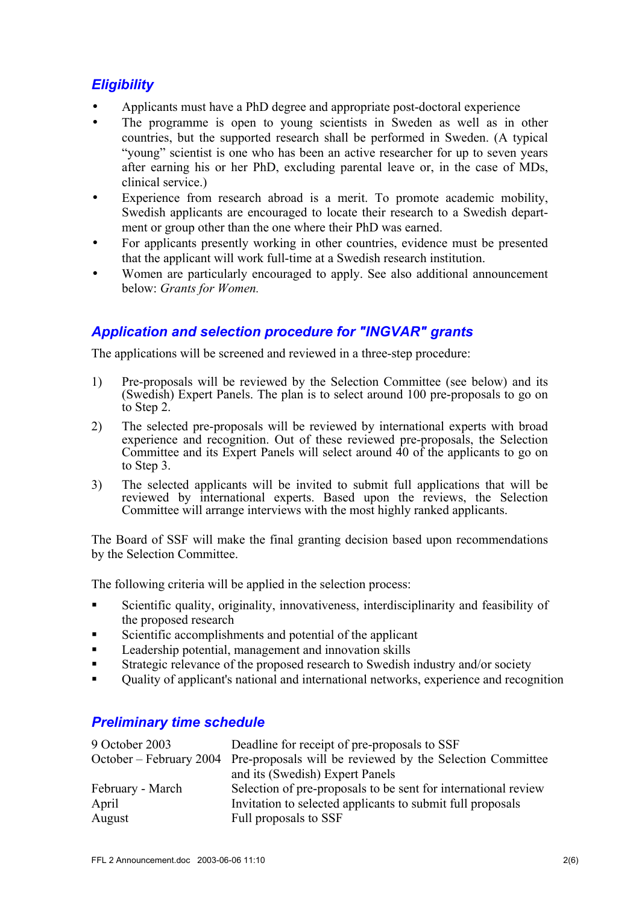## *Eligibility*

- Applicants must have a PhD degree and appropriate post-doctoral experience
- The programme is open to young scientists in Sweden as well as in other countries, but the supported research shall be performed in Sweden. (A typical "young" scientist is one who has been an active researcher for up to seven years after earning his or her PhD, excluding parental leave or, in the case of MDs, clinical service.)
- Experience from research abroad is a merit. To promote academic mobility, Swedish applicants are encouraged to locate their research to a Swedish department or group other than the one where their PhD was earned.
- For applicants presently working in other countries, evidence must be presented that the applicant will work full-time at a Swedish research institution.
- Women are particularly encouraged to apply. See also additional announcement below: *Grants for Women.*

## *Application and selection procedure for "INGVAR" grants*

The applications will be screened and reviewed in a three-step procedure:

1) Pre-proposals will be reviewed by the Selection Committee (see below) and its (Swedish) Expert Panels. The plan is to select around 100 pre-proposals to go on to Step 2.

2) The selected pre-proposals will be reviewed by international experts with broad experience and recognition. Out of these reviewed pre-proposals, the Selection Committee and its Expert Panels will select around 40 of the applicants to go on to Step 3.

3) The selected applicants will be invited to submit full applications that will be reviewed by international experts. Based upon the reviews, the Selection Committee will arrange interviews with the most highly ranked applicants.

The Board of SSF will make the final granting decision based upon recommendations by the Selection Committee.

The following criteria will be applied in the selection process:

- Scientific quality, originality, innovativeness, interdisciplinarity and feasibility of the proposed research
- Scientific accomplishments and potential of the applicant
- Leadership potential, management and innovation skills
- Strategic relevance of the proposed research to Swedish industry and/or society
- Quality of applicant's national and international networks, experience and recognition

## *Preliminary time schedule*

| | |
|---|---|
| 9 October 2003 | Deadline for receipt of pre-proposals to SSF |
| October – February 2004 | Pre-proposals will be reviewed by the Selection Committee and its (Swedish) Expert Panels |
| February - March | Selection of pre-proposals to be sent for international review |
| April | Invitation to selected applicants to submit full proposals |
| August | Full proposals to SSF |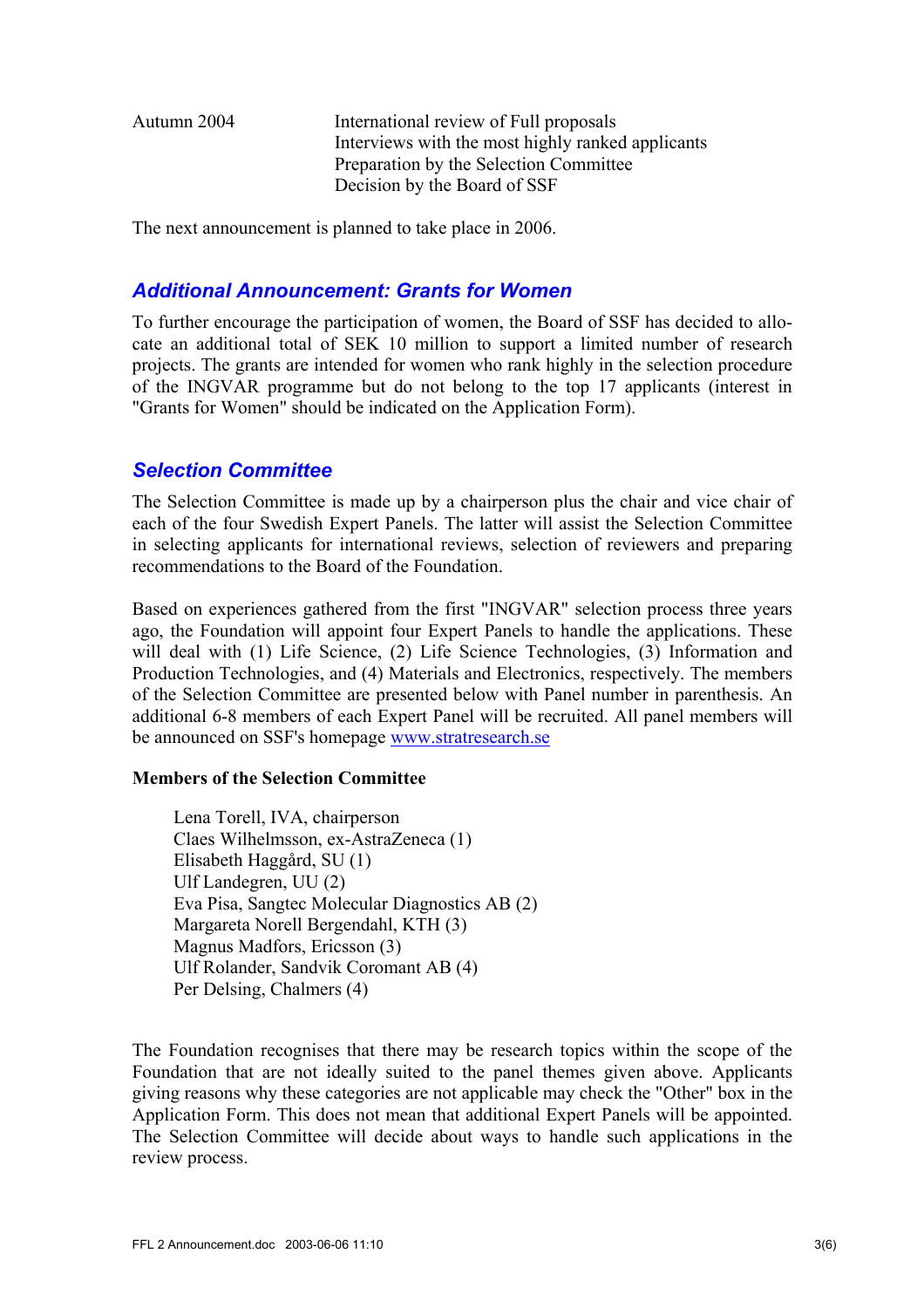| | |
|---|---|
| Autumn 2004 | International review of Full proposals<br>Interviews with the most highly ranked applicants<br>Preparation by the Selection Committee<br>Decision by the Board of SSF |

The next announcement is planned to take place in 2006.

## Additional Announcement: Grants for Women

To further encourage the participation of women, the Board of SSF has decided to allocate an additional total of SEK 10 million to support a limited number of research projects. The grants are intended for women who rank highly in the selection procedure of the INGVAR programme but do not belong to the top 17 applicants (interest in "Grants for Women" should be indicated on the Application Form).

## Selection Committee

The Selection Committee is made up by a chairperson plus the chair and vice chair of each of the four Swedish Expert Panels. The latter will assist the Selection Committee in selecting applicants for international reviews, selection of reviewers and preparing recommendations to the Board of the Foundation.

Based on experiences gathered from the first "INGVAR" selection process three years ago, the Foundation will appoint four Expert Panels to handle the applications. These will deal with (1) Life Science, (2) Life Science Technologies, (3) Information and Production Technologies, and (4) Materials and Electronics, respectively. The members of the Selection Committee are presented below with Panel number in parenthesis. An additional 6-8 members of each Expert Panel will be recruited. All panel members will be announced on SSF's homepage www.stratresearch.se

**Members of the Selection Committee**

Lena Torell, IVA, chairperson
Claes Wilhelmsson, ex-AstraZeneca (1)
Elisabeth Haggård, SU (1)
Ulf Landegren, UU (2)
Eva Pisa, Sangtec Molecular Diagnostics AB (2)
Margareta Norell Bergendahl, KTH (3)
Magnus Madfors, Ericsson (3)
Ulf Rolander, Sandvik Coromant AB (4)
Per Delsing, Chalmers (4)

The Foundation recognises that there may be research topics within the scope of the Foundation that are not ideally suited to the panel themes given above. Applicants giving reasons why these categories are not applicable may check the "Other" box in the Application Form. This does not mean that additional Expert Panels will be appointed. The Selection Committee will decide about ways to handle such applications in the review process.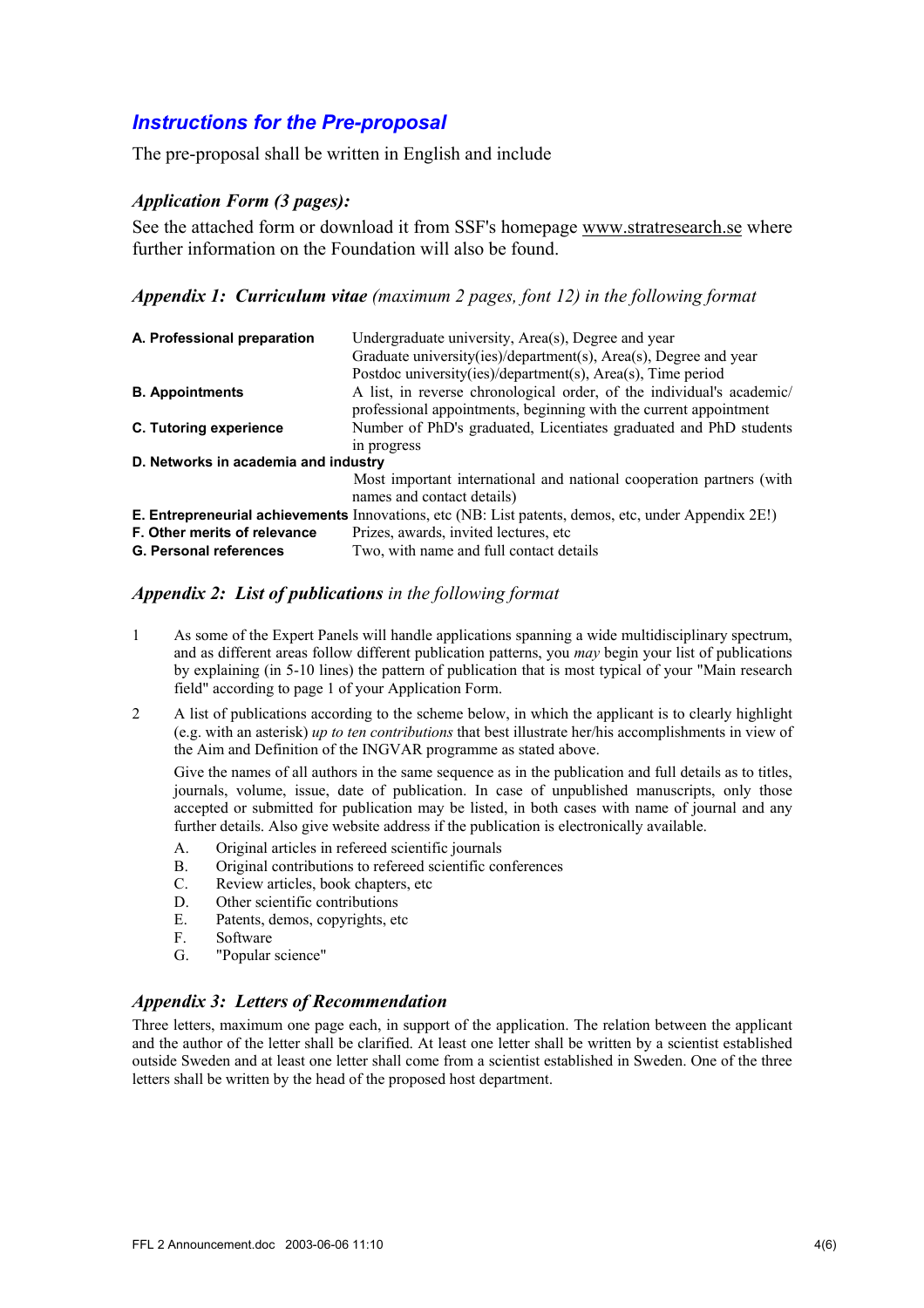## *Instructions for the Pre-proposal*

The pre-proposal shall be written in English and include

### *Application Form (3 pages):*

See the attached form or download it from SSF's homepage www.stratresearch.se where further information on the Foundation will also be found.

### *Appendix 1: Curriculum vitae (maximum 2 pages, font 12) in the following format*

| | |
|---|---|
| **A. Professional preparation** | Undergraduate university, Area(s), Degree and year<br>Graduate university(ies)/department(s), Area(s), Degree and year<br>Postdoc university(ies)/department(s), Area(s), Time period |
| **B. Appointments** | A list, in reverse chronological order, of the individual's academic/ professional appointments, beginning with the current appointment |
| **C. Tutoring experience** | Number of PhD's graduated, Licentiates graduated and PhD students in progress |
| **D. Networks in academia and industry** | Most important international and national cooperation partners (with names and contact details) |
| **E. Entrepreneurial achievements** | Innovations, etc (NB: List patents, demos, etc, under Appendix 2E!) |
| **F. Other merits of relevance** | Prizes, awards, invited lectures, etc |
| **G. Personal references** | Two, with name and full contact details |

### *Appendix 2: List of publications in the following format*

1. As some of the Expert Panels will handle applications spanning a wide multidisciplinary spectrum, and as different areas follow different publication patterns, you *may* begin your list of publications by explaining (in 5-10 lines) the pattern of publication that is most typical of your "Main research field" according to page 1 of your Application Form.

2. A list of publications according to the scheme below, in which the applicant is to clearly highlight (e.g. with an asterisk) *up to ten contributions* that best illustrate her/his accomplishments in view of the Aim and Definition of the INGVAR programme as stated above.

   Give the names of all authors in the same sequence as in the publication and full details as to titles, journals, volume, issue, date of publication. In case of unpublished manuscripts, only those accepted or submitted for publication may be listed, in both cases with name of journal and any further details. Also give website address if the publication is electronically available.

   A. Original articles in refereed scientific journals
   B. Original contributions to refereed scientific conferences
   C. Review articles, book chapters, etc
   D. Other scientific contributions
   E. Patents, demos, copyrights, etc
   F. Software
   G. "Popular science"

### *Appendix 3: Letters of Recommendation*

Three letters, maximum one page each, in support of the application. The relation between the applicant and the author of the letter shall be clarified. At least one letter shall be written by a scientist established outside Sweden and at least one letter shall come from a scientist established in Sweden. One of the three letters shall be written by the head of the proposed host department.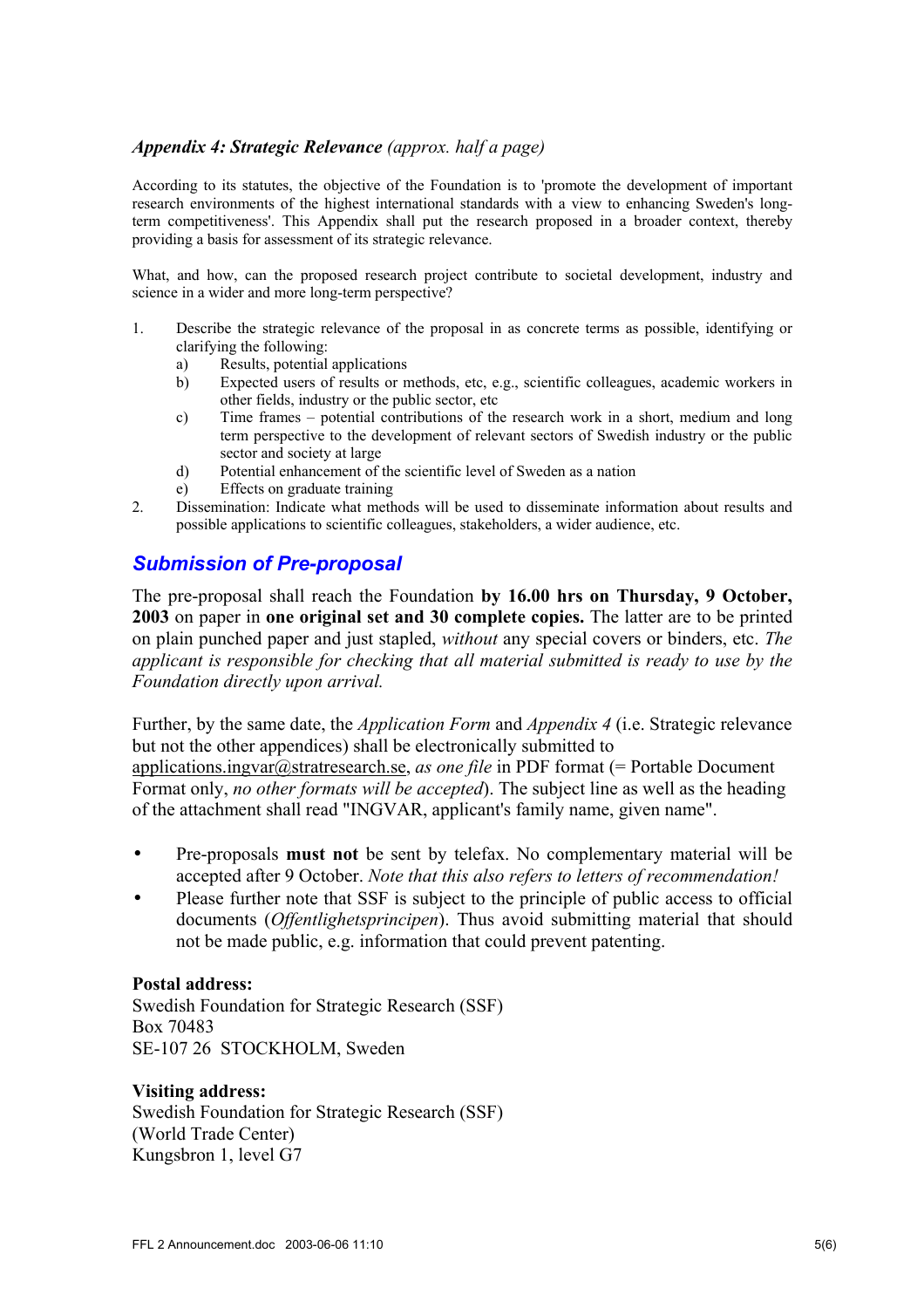### ***Appendix 4: Strategic Relevance*** *(approx. half a page)*

According to its statutes, the objective of the Foundation is to 'promote the development of important research environments of the highest international standards with a view to enhancing Sweden's long-term competitiveness'. This Appendix shall put the research proposed in a broader context, thereby providing a basis for assessment of its strategic relevance.

What, and how, can the proposed research project contribute to societal development, industry and science in a wider and more long-term perspective?

1. Describe the strategic relevance of the proposal in as concrete terms as possible, identifying or clarifying the following:
   a) Results, potential applications
   b) Expected users of results or methods, etc, e.g., scientific colleagues, academic workers in other fields, industry or the public sector, etc
   c) Time frames – potential contributions of the research work in a short, medium and long term perspective to the development of relevant sectors of Swedish industry or the public sector and society at large
   d) Potential enhancement of the scientific level of Sweden as a nation
   e) Effects on graduate training
2. Dissemination: Indicate what methods will be used to disseminate information about results and possible applications to scientific colleagues, stakeholders, a wider audience, etc.

## *Submission of Pre-proposal*

The pre-proposal shall reach the Foundation **by 16.00 hrs on Thursday, 9 October, 2003** on paper in **one original set and 30 complete copies.** The latter are to be printed on plain punched paper and just stapled, *without* any special covers or binders, etc. *The applicant is responsible for checking that all material submitted is ready to use by the Foundation directly upon arrival.*

Further, by the same date, the *Application Form* and *Appendix 4* (i.e. Strategic relevance but not the other appendices) shall be electronically submitted to applications.ingvar@stratresearch.se, *as one file* in PDF format (= Portable Document Format only, *no other formats will be accepted*). The subject line as well as the heading of the attachment shall read "INGVAR, applicant's family name, given name".

- Pre-proposals **must not** be sent by telefax. No complementary material will be accepted after 9 October. *Note that this also refers to letters of recommendation!*
- Please further note that SSF is subject to the principle of public access to official documents (*Offentlighetsprincipen*). Thus avoid submitting material that should not be made public, e.g. information that could prevent patenting.

**Postal address:**
Swedish Foundation for Strategic Research (SSF)
Box 70483
SE-107 26 STOCKHOLM, Sweden

**Visiting address:**
Swedish Foundation for Strategic Research (SSF)
(World Trade Center)
Kungsbron 1, level G7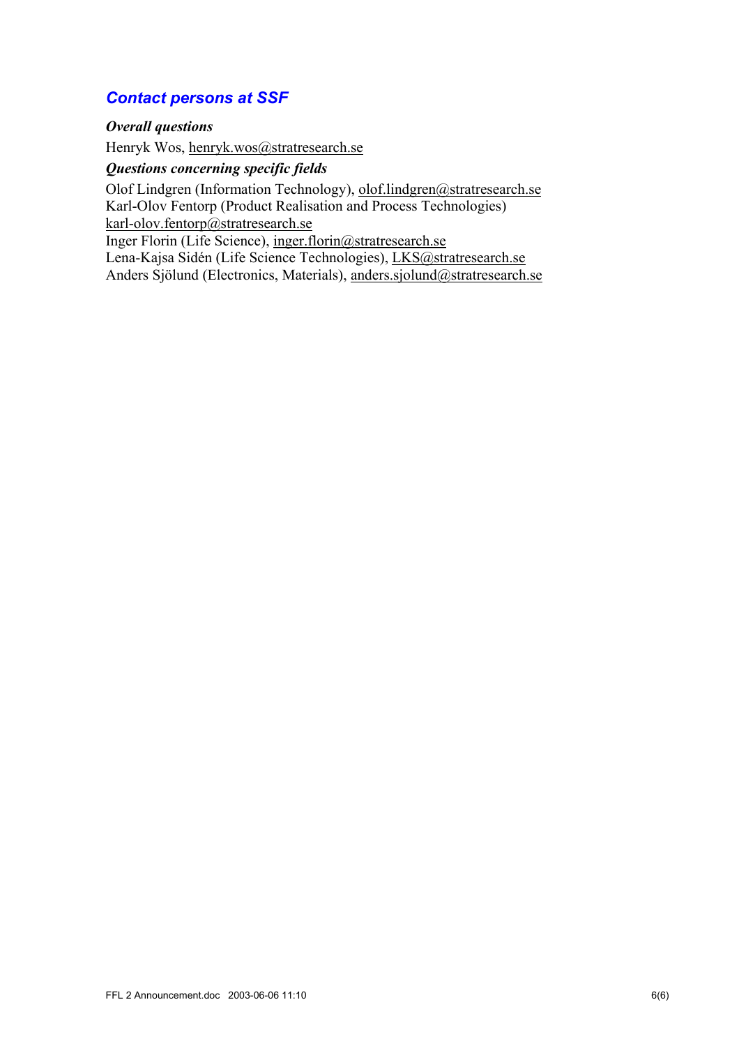## *Contact persons at SSF*

### *Overall questions*

Henryk Wos, henryk.wos@stratresearch.se

### *Questions concerning specific fields*

Olof Lindgren (Information Technology), olof.lindgren@stratresearch.se
Karl-Olov Fentorp (Product Realisation and Process Technologies)
karl-olov.fentorp@stratresearch.se
Inger Florin (Life Science), inger.florin@stratresearch.se
Lena-Kajsa Sidén (Life Science Technologies), LKS@stratresearch.se
Anders Sjölund (Electronics, Materials), anders.sjolund@stratresearch.se